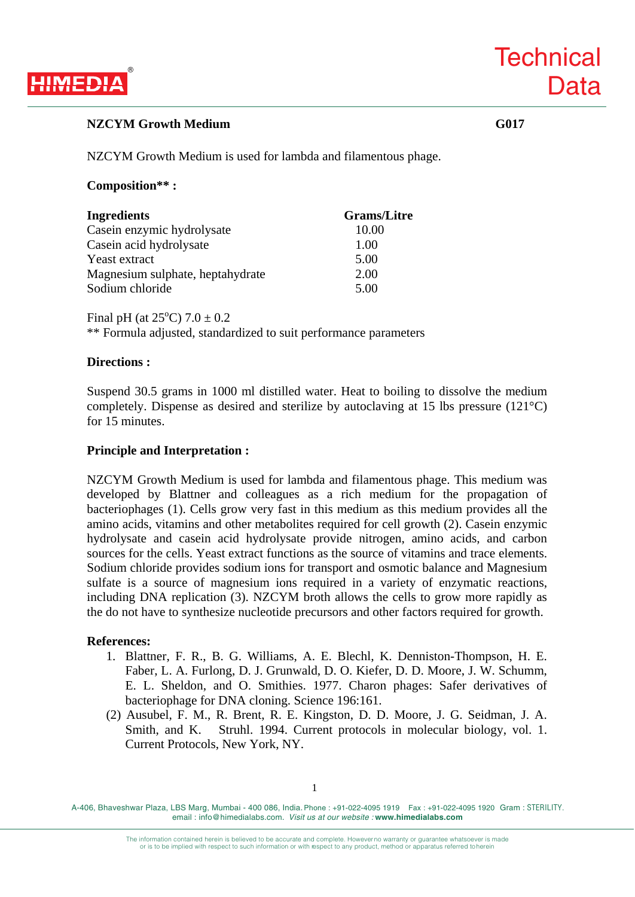# NZCYM Growth Medium

**G017**

NZCYM Growth Medium is used for lambda and filamentous phage.

**Composition** :**

| Ingredients | Grams/Litre |
| --- | --- |
| Casein enzymic hydrolysate | 10.00 |
| Casein acid hydrolysate | 1.00 |
| Yeast extract | 5.00 |
| Magnesium sulphate, heptahydrate | 2.00 |
| Sodium chloride | 5.00 |

Final pH (at 25°C) 7.0 ± 0.2

** Formula adjusted, standardized to suit performance parameters

## Directions :

Suspend 30.5 grams in 1000 ml distilled water. Heat to boiling to dissolve the medium completely. Dispense as desired and sterilize by autoclaving at 15 lbs pressure (121°C) for 15 minutes.

## Principle and Interpretation :

NZCYM Growth Medium is used for lambda and filamentous phage. This medium was developed by Blattner and colleagues as a rich medium for the propagation of bacteriophages (1). Cells grow very fast in this medium as this medium provides all the amino acids, vitamins and other metabolites required for cell growth (2). Casein enzymic hydrolysate and casein acid hydrolysate provide nitrogen, amino acids, and carbon sources for the cells. Yeast extract functions as the source of vitamins and trace elements. Sodium chloride provides sodium ions for transport and osmotic balance and Magnesium sulfate is a source of magnesium ions required in a variety of enzymatic reactions, including DNA replication (3). NZCYM broth allows the cells to grow more rapidly as the do not have to synthesize nucleotide precursors and other factors required for growth.

## References:

1. Blattner, F. R., B. G. Williams, A. E. Blechl, K. Denniston-Thompson, H. E. Faber, L. A. Furlong, D. J. Grunwald, D. O. Kiefer, D. D. Moore, J. W. Schumm, E. L. Sheldon, and O. Smithies. 1977. Charon phages: Safer derivatives of bacteriophage for DNA cloning. Science 196:161.

(2) Ausubel, F. M., R. Brent, R. E. Kingston, D. D. Moore, J. G. Seidman, J. A. Smith, and K. Struhl. 1994. Current protocols in molecular biology, vol. 1. Current Protocols, New York, NY.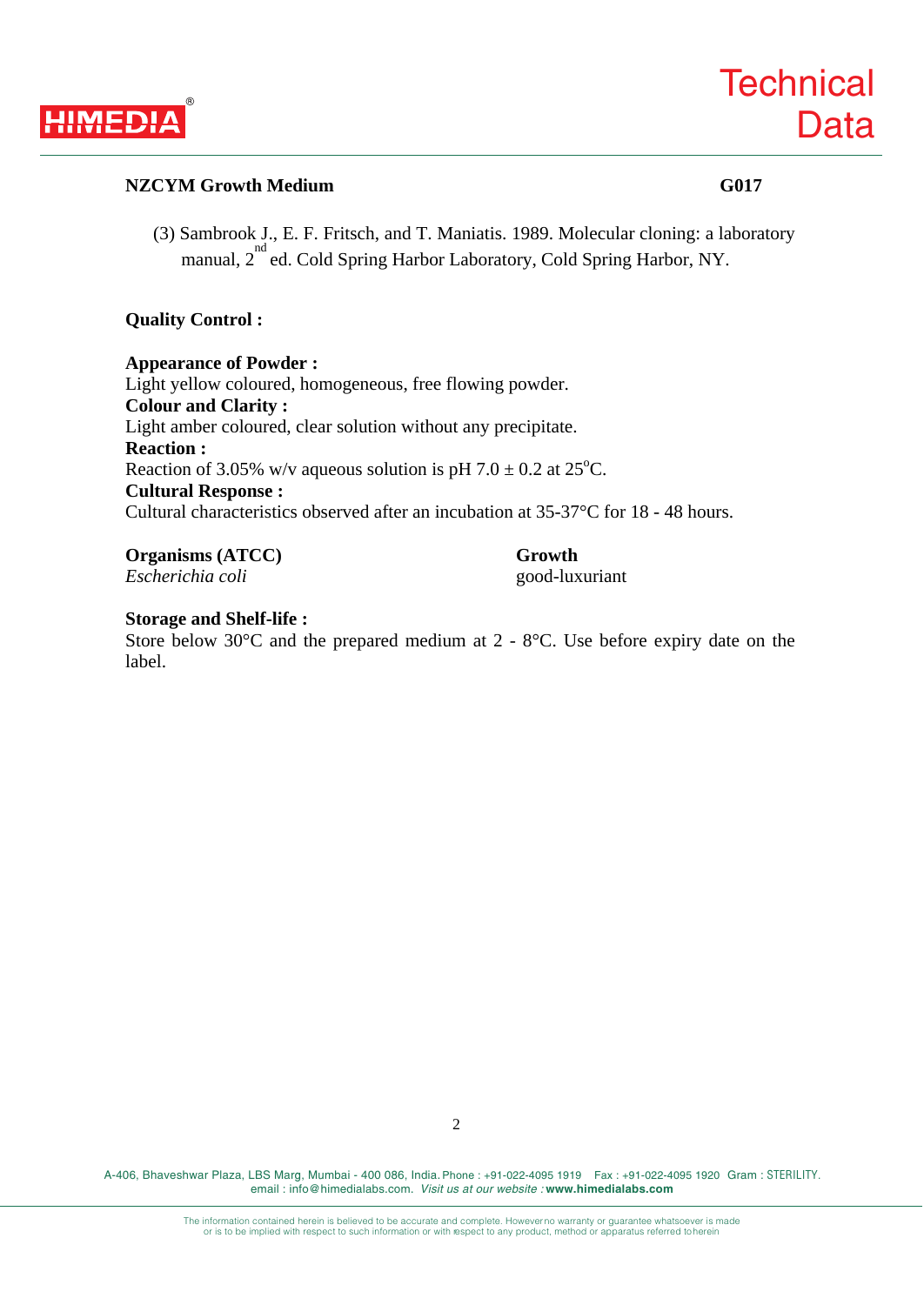## NZCYM Growth Medium **G017**

(3) Sambrook J., E. F. Fritsch, and T. Maniatis. 1989. Molecular cloning: a laboratory manual, 2nd ed. Cold Spring Harbor Laboratory, Cold Spring Harbor, NY.

**Quality Control :**

**Appearance of Powder :**
Light yellow coloured, homogeneous, free flowing powder.
**Colour and Clarity :**
Light amber coloured, clear solution without any precipitate.
**Reaction :**
Reaction of 3.05% w/v aqueous solution is pH 7.0 ± 0.2 at 25°C.
**Cultural Response :**
Cultural characteristics observed after an incubation at 35-37°C for 18 - 48 hours.

| **Organisms (ATCC)** | **Growth** |
|---|---|
| *Escherichia coli* | good-luxuriant |

**Storage and Shelf-life :**
Store below 30°C and the prepared medium at 2 - 8°C. Use before expiry date on the label.

A-406, Bhaveshwar Plaza, LBS Marg, Mumbai - 400 086, India. Phone : +91-022-4095 1919 Fax : +91-022-4095 1920 Gram : STERILITY.
email : info@himedialabs.com. *Visit us at our website :* **www.himedialabs.com**

The information contained herein is believed to be accurate and complete. However no warranty or guarantee whatsoever is made or is to be implied with respect to such information or with respect to any product, method or apparatus referred to herein